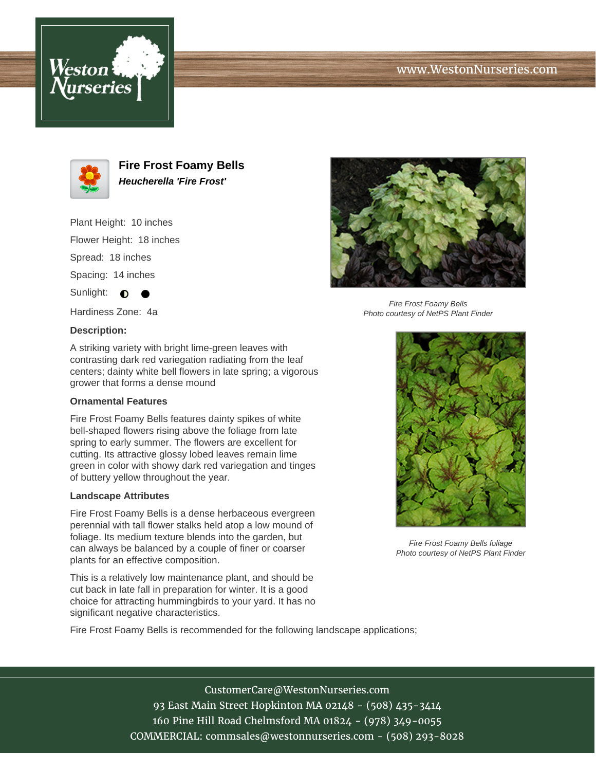# Fire Frost Foamy Bells

***Heucherella 'Fire Frost'***

Plant Height: 10 inches

Flower Height: 18 inches

Spread: 18 inches

Spacing: 14 inches

Sunlight: ◐ ●

Hardiness Zone: 4a

**Description:**

A striking variety with bright lime-green leaves with contrasting dark red variegation radiating from the leaf centers; dainty white bell flowers in late spring; a vigorous grower that forms a dense mound

### Ornamental Features

Fire Frost Foamy Bells features dainty spikes of white bell-shaped flowers rising above the foliage from late spring to early summer. The flowers are excellent for cutting. Its attractive glossy lobed leaves remain lime green in color with showy dark red variegation and tinges of buttery yellow throughout the year.

### Landscape Attributes

Fire Frost Foamy Bells is a dense herbaceous evergreen perennial with tall flower stalks held atop a low mound of foliage. Its medium texture blends into the garden, but can always be balanced by a couple of finer or coarser plants for an effective composition.

This is a relatively low maintenance plant, and should be cut back in late fall in preparation for winter. It is a good choice for attracting hummingbirds to your yard. It has no significant negative characteristics.

Fire Frost Foamy Bells is recommended for the following landscape applications;

*Fire Frost Foamy Bells*
*Photo courtesy of NetPS Plant Finder*

*Fire Frost Foamy Bells foliage*
*Photo courtesy of NetPS Plant Finder*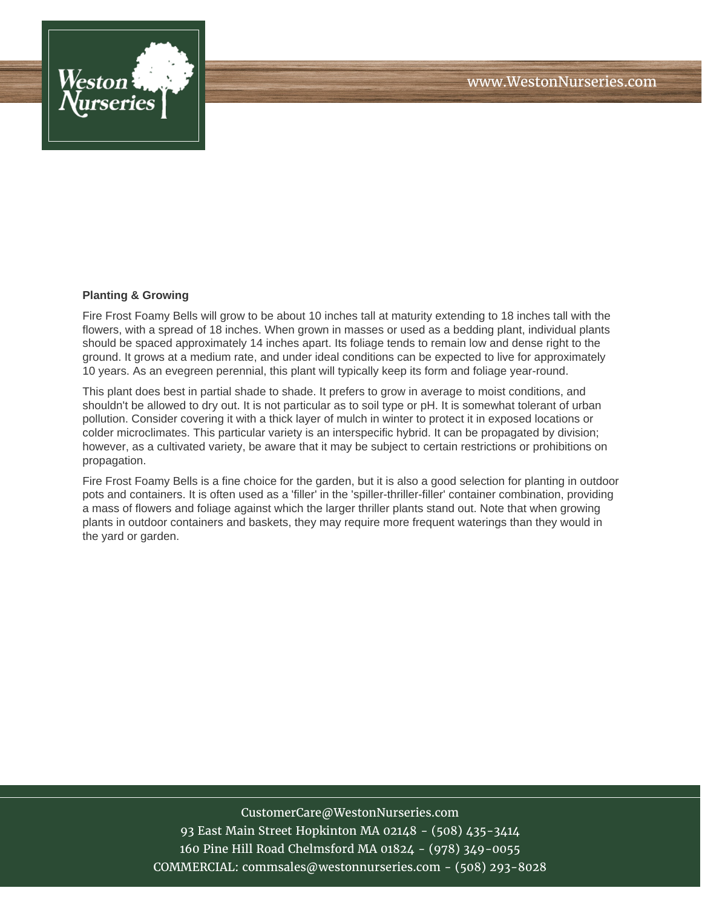**Planting & Growing**

Fire Frost Foamy Bells will grow to be about 10 inches tall at maturity extending to 18 inches tall with the flowers, with a spread of 18 inches. When grown in masses or used as a bedding plant, individual plants should be spaced approximately 14 inches apart. Its foliage tends to remain low and dense right to the ground. It grows at a medium rate, and under ideal conditions can be expected to live for approximately 10 years. As an evegreen perennial, this plant will typically keep its form and foliage year-round.

This plant does best in partial shade to shade. It prefers to grow in average to moist conditions, and shouldn't be allowed to dry out. It is not particular as to soil type or pH. It is somewhat tolerant of urban pollution. Consider covering it with a thick layer of mulch in winter to protect it in exposed locations or colder microclimates. This particular variety is an interspecific hybrid. It can be propagated by division; however, as a cultivated variety, be aware that it may be subject to certain restrictions or prohibitions on propagation.

Fire Frost Foamy Bells is a fine choice for the garden, but it is also a good selection for planting in outdoor pots and containers. It is often used as a 'filler' in the 'spiller-thriller-filler' container combination, providing a mass of flowers and foliage against which the larger thriller plants stand out. Note that when growing plants in outdoor containers and baskets, they may require more frequent waterings than they would in the yard or garden.